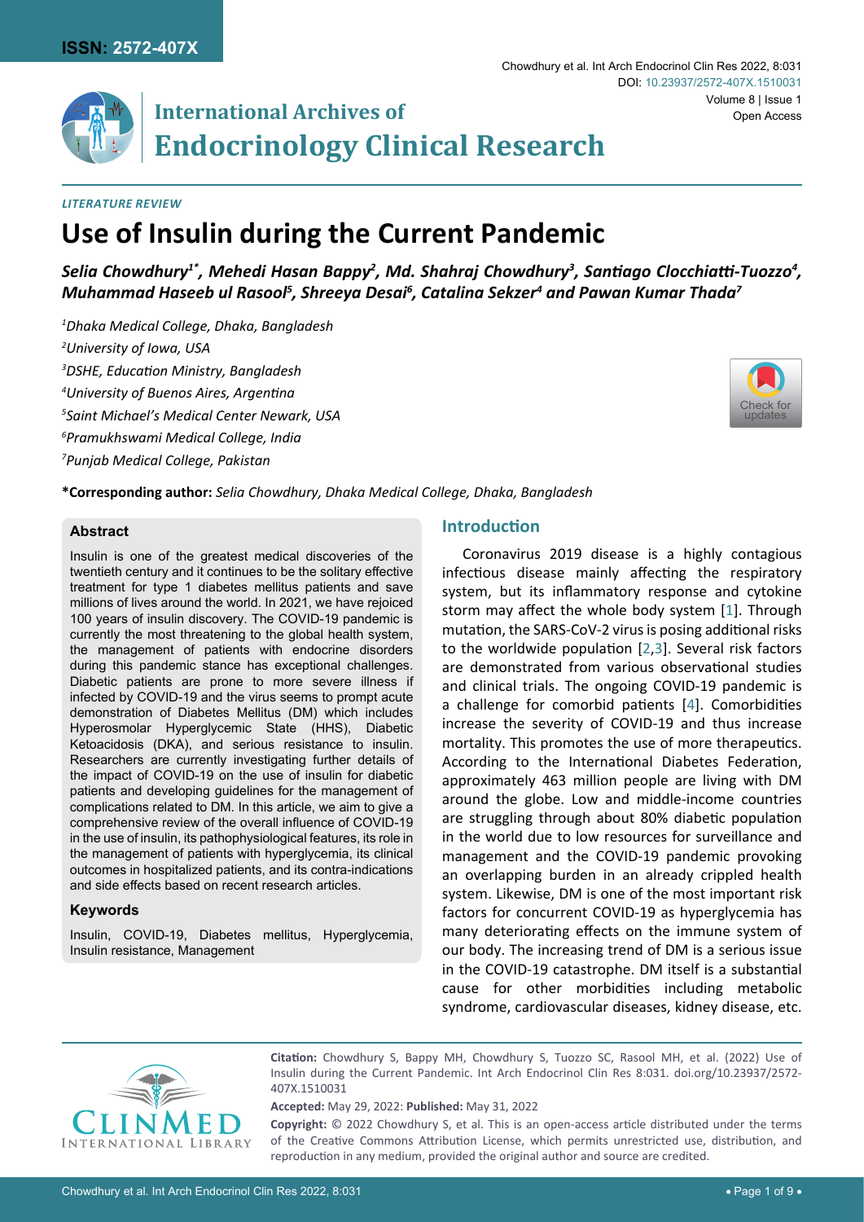*LITERATURE REVIEW*

# Use of Insulin during the Current Pandemic

***Selia Chowdhury[1*], Mehedi Hasan Bappy[2], Md. Shahraj Chowdhury[3], Santiago Clocchiatti-Tuozzo[4], Muhammad Haseeb ul Rasool[5], Shreeya Desai[6], Catalina Sekzer[4] and Pawan Kumar Thada[7]***

[1]*Dhaka Medical College, Dhaka, Bangladesh*
[2]*University of Iowa, USA*
[3]*DSHE, Education Ministry, Bangladesh*
[4]*University of Buenos Aires, Argentina*
[5]*Saint Michael's Medical Center Newark, USA*
[6]*Pramukhswami Medical College, India*
[7]*Punjab Medical College, Pakistan*

**\*Corresponding author:** *Selia Chowdhury, Dhaka Medical College, Dhaka, Bangladesh*

## Abstract

Insulin is one of the greatest medical discoveries of the twentieth century and it continues to be the solitary effective treatment for type 1 diabetes mellitus patients and save millions of lives around the world. In 2021, we have rejoiced 100 years of insulin discovery. The COVID-19 pandemic is currently the most threatening to the global health system, the management of patients with endocrine disorders during this pandemic stance has exceptional challenges. Diabetic patients are prone to more severe illness if infected by COVID-19 and the virus seems to prompt acute demonstration of Diabetes Mellitus (DM) which includes Hyperosmolar Hyperglycemic State (HHS), Diabetic Ketoacidosis (DKA), and serious resistance to insulin. Researchers are currently investigating further details of the impact of COVID-19 on the use of insulin for diabetic patients and developing guidelines for the management of complications related to DM. In this article, we aim to give a comprehensive review of the overall influence of COVID-19 in the use of insulin, its pathophysiological features, its role in the management of patients with hyperglycemia, its clinical outcomes in hospitalized patients, and its contra-indications and side effects based on recent research articles.

### Keywords

Insulin, COVID-19, Diabetes mellitus, Hyperglycemia, Insulin resistance, Management

## Introduction

Coronavirus 2019 disease is a highly contagious infectious disease mainly affecting the respiratory system, but its inflammatory response and cytokine storm may affect the whole body system [1]. Through mutation, the SARS-CoV-2 virus is posing additional risks to the worldwide population [2,3]. Several risk factors are demonstrated from various observational studies and clinical trials. The ongoing COVID-19 pandemic is a challenge for comorbid patients [4]. Comorbidities increase the severity of COVID-19 and thus increase mortality. This promotes the use of more therapeutics. According to the International Diabetes Federation, approximately 463 million people are living with DM around the globe. Low and middle-income countries are struggling through about 80% diabetic population in the world due to low resources for surveillance and management and the COVID-19 pandemic provoking an overlapping burden in an already crippled health system. Likewise, DM is one of the most important risk factors for concurrent COVID-19 as hyperglycemia has many deteriorating effects on the immune system of our body. The increasing trend of DM is a serious issue in the COVID-19 catastrophe. DM itself is a substantial cause for other morbidities including metabolic syndrome, cardiovascular diseases, kidney disease, etc.

**Citation:** Chowdhury S, Bappy MH, Chowdhury S, Tuozzo SC, Rasool MH, et al. (2022) Use of Insulin during the Current Pandemic. Int Arch Endocrinol Clin Res 8:031. doi.org/10.23937/2572-407X.1510031

**Accepted:** May 29, 2022: **Published:** May 31, 2022

**Copyright:** © 2022 Chowdhury S, et al. This is an open-access article distributed under the terms of the Creative Commons Attribution License, which permits unrestricted use, distribution, and reproduction in any medium, provided the original author and source are credited.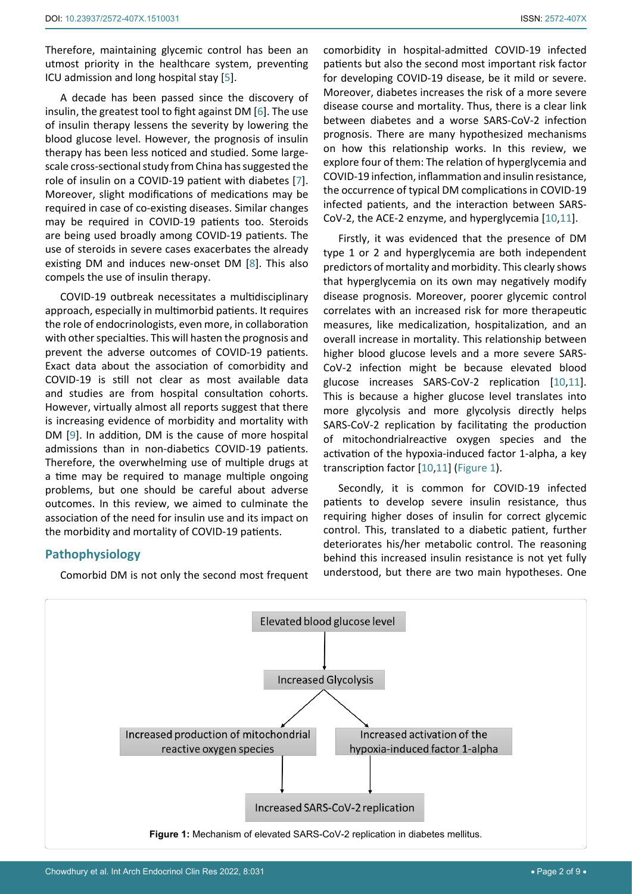Therefore, maintaining glycemic control has been an utmost priority in the healthcare system, preventing ICU admission and long hospital stay [5].

A decade has been passed since the discovery of insulin, the greatest tool to fight against DM [6]. The use of insulin therapy lessens the severity by lowering the blood glucose level. However, the prognosis of insulin therapy has been less noticed and studied. Some large-scale cross-sectional study from China has suggested the role of insulin on a COVID-19 patient with diabetes [7]. Moreover, slight modifications of medications may be required in case of co-existing diseases. Similar changes may be required in COVID-19 patients too. Steroids are being used broadly among COVID-19 patients. The use of steroids in severe cases exacerbates the already existing DM and induces new-onset DM [8]. This also compels the use of insulin therapy.

COVID-19 outbreak necessitates a multidisciplinary approach, especially in multimorbid patients. It requires the role of endocrinologists, even more, in collaboration with other specialties. This will hasten the prognosis and prevent the adverse outcomes of COVID-19 patients. Exact data about the association of comorbidity and COVID-19 is still not clear as most available data and studies are from hospital consultation cohorts. However, virtually almost all reports suggest that there is increasing evidence of morbidity and mortality with DM [9]. In addition, DM is the cause of more hospital admissions than in non-diabetics COVID-19 patients. Therefore, the overwhelming use of multiple drugs at a time may be required to manage multiple ongoing problems, but one should be careful about adverse outcomes. In this review, we aimed to culminate the association of the need for insulin use and its impact on the morbidity and mortality of COVID-19 patients.

## Pathophysiology

Comorbid DM is not only the second most frequent comorbidity in hospital-admitted COVID-19 infected patients but also the second most important risk factor for developing COVID-19 disease, be it mild or severe. Moreover, diabetes increases the risk of a more severe disease course and mortality. Thus, there is a clear link between diabetes and a worse SARS-CoV-2 infection prognosis. There are many hypothesized mechanisms on how this relationship works. In this review, we explore four of them: The relation of hyperglycemia and COVID-19 infection, inflammation and insulin resistance, the occurrence of typical DM complications in COVID-19 infected patients, and the interaction between SARS-CoV-2, the ACE-2 enzyme, and hyperglycemia [10,11].

Firstly, it was evidenced that the presence of DM type 1 or 2 and hyperglycemia are both independent predictors of mortality and morbidity. This clearly shows that hyperglycemia on its own may negatively modify disease prognosis. Moreover, poorer glycemic control correlates with an increased risk for more therapeutic measures, like medicalization, hospitalization, and an overall increase in mortality. This relationship between higher blood glucose levels and a more severe SARS-CoV-2 infection might be because elevated blood glucose increases SARS-CoV-2 replication [10,11]. This is because a higher glucose level translates into more glycolysis and more glycolysis directly helps SARS-CoV-2 replication by facilitating the production of mitochondrialreactive oxygen species and the activation of the hypoxia-induced factor 1-alpha, a key transcription factor [10,11] (Figure 1).

Secondly, it is common for COVID-19 infected patients to develop severe insulin resistance, thus requiring higher doses of insulin for correct glycemic control. This, translated to a diabetic patient, further deteriorates his/her metabolic control. The reasoning behind this increased insulin resistance is not yet fully understood, but there are two main hypotheses. One

Elevated blood glucose level → Increased Glycolysis → Increased production of mitochondrial reactive oxygen species / Increased activation of the hypoxia-induced factor 1-alpha → Increased SARS-CoV-2 replication

**Figure 1:** Mechanism of elevated SARS-CoV-2 replication in diabetes mellitus.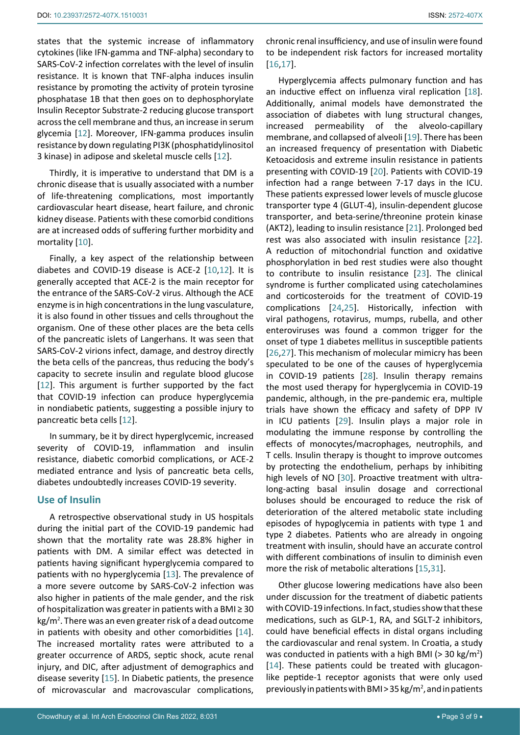states that the systemic increase of inflammatory cytokines (like IFN-gamma and TNF-alpha) secondary to SARS-CoV-2 infection correlates with the level of insulin resistance. It is known that TNF-alpha induces insulin resistance by promoting the activity of protein tyrosine phosphatase 1B that then goes on to dephosphorylate Insulin Receptor Substrate-2 reducing glucose transport across the cell membrane and thus, an increase in serum glycemia [12]. Moreover, IFN-gamma produces insulin resistance by down regulating PI3K (phosphatidylinositol 3 kinase) in adipose and skeletal muscle cells [12].

Thirdly, it is imperative to understand that DM is a chronic disease that is usually associated with a number of life-threatening complications, most importantly cardiovascular heart disease, heart failure, and chronic kidney disease. Patients with these comorbid conditions are at increased odds of suffering further morbidity and mortality [10].

Finally, a key aspect of the relationship between diabetes and COVID-19 disease is ACE-2 [10,12]. It is generally accepted that ACE-2 is the main receptor for the entrance of the SARS-CoV-2 virus. Although the ACE enzyme is in high concentrations in the lung vasculature, it is also found in other tissues and cells throughout the organism. One of these other places are the beta cells of the pancreatic islets of Langerhans. It was seen that SARS-CoV-2 virions infect, damage, and destroy directly the beta cells of the pancreas, thus reducing the body's capacity to secrete insulin and regulate blood glucose [12]. This argument is further supported by the fact that COVID-19 infection can produce hyperglycemia in nondiabetic patients, suggesting a possible injury to pancreatic beta cells [12].

In summary, be it by direct hyperglycemic, increased severity of COVID-19, inflammation and insulin resistance, diabetic comorbid complications, or ACE-2 mediated entrance and lysis of pancreatic beta cells, diabetes undoubtedly increases COVID-19 severity.

## Use of Insulin

A retrospective observational study in US hospitals during the initial part of the COVID-19 pandemic had shown that the mortality rate was 28.8% higher in patients with DM. A similar effect was detected in patients having significant hyperglycemia compared to patients with no hyperglycemia [13]. The prevalence of a more severe outcome by SARS-CoV-2 infection was also higher in patients of the male gender, and the risk of hospitalization was greater in patients with a BMI ≥ 30 kg/m$^2$. There was an even greater risk of a dead outcome in patients with obesity and other comorbidities [14]. The increased mortality rates were attributed to a greater occurrence of ARDS, septic shock, acute renal injury, and DIC, after adjustment of demographics and disease severity [15]. In Diabetic patients, the presence of microvascular and macrovascular complications, chronic renal insufficiency, and use of insulin were found to be independent risk factors for increased mortality [16,17].

Hyperglycemia affects pulmonary function and has an inductive effect on influenza viral replication [18]. Additionally, animal models have demonstrated the association of diabetes with lung structural changes, increased permeability of the alveolo-capillary membrane, and collapsed of alveoli [19]. There has been an increased frequency of presentation with Diabetic Ketoacidosis and extreme insulin resistance in patients presenting with COVID-19 [20]. Patients with COVID-19 infection had a range between 7-17 days in the ICU. These patients expressed lower levels of muscle glucose transporter type 4 (GLUT-4), insulin-dependent glucose transporter, and beta-serine/threonine protein kinase (AKT2), leading to insulin resistance [21]. Prolonged bed rest was also associated with insulin resistance [22]. A reduction of mitochondrial function and oxidative phosphorylation in bed rest studies were also thought to contribute to insulin resistance [23]. The clinical syndrome is further complicated using catecholamines and corticosteroids for the treatment of COVID-19 complications [24,25]. Historically, infection with viral pathogens, rotavirus, mumps, rubella, and other enteroviruses was found a common trigger for the onset of type 1 diabetes mellitus in susceptible patients [26,27]. This mechanism of molecular mimicry has been speculated to be one of the causes of hyperglycemia in COVID-19 patients [28]. Insulin therapy remains the most used therapy for hyperglycemia in COVID-19 pandemic, although, in the pre-pandemic era, multiple trials have shown the efficacy and safety of DPP IV in ICU patients [29]. Insulin plays a major role in modulating the immune response by controlling the effects of monocytes/macrophages, neutrophils, and T cells. Insulin therapy is thought to improve outcomes by protecting the endothelium, perhaps by inhibiting high levels of NO [30]. Proactive treatment with ultra-long-acting basal insulin dosage and correctional boluses should be encouraged to reduce the risk of deterioration of the altered metabolic state including episodes of hypoglycemia in patients with type 1 and type 2 diabetes. Patients who are already in ongoing treatment with insulin, should have an accurate control with different combinations of insulin to diminish even more the risk of metabolic alterations [15,31].

Other glucose lowering medications have also been under discussion for the treatment of diabetic patients with COVID-19 infections. In fact, studies show that these medications, such as GLP-1, RA, and SGLT-2 inhibitors, could have beneficial effects in distal organs including the cardiovascular and renal system. In Croatia, a study was conducted in patients with a high BMI (> 30 kg/m$^2$) [14]. These patients could be treated with glucagon-like peptide-1 receptor agonists that were only used previously in patients with BMI > 35 kg/m$^2$, and in patients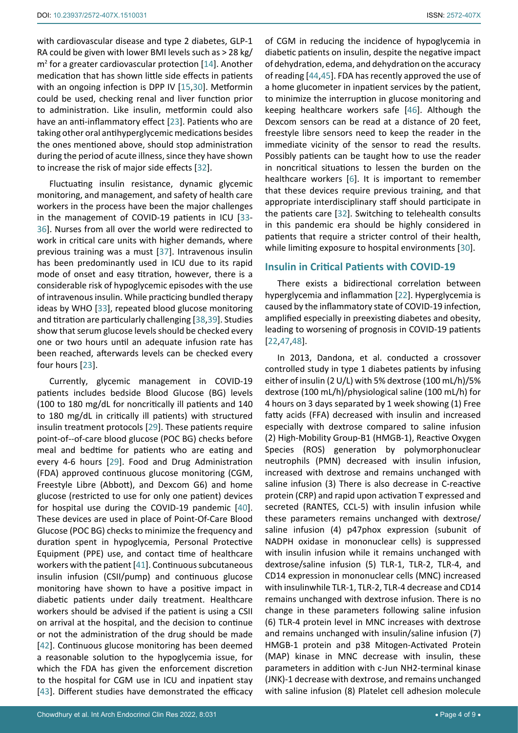with cardiovascular disease and type 2 diabetes, GLP-1 RA could be given with lower BMI levels such as > 28 kg/m$^2$ for a greater cardiovascular protection [14]. Another medication that has shown little side effects in patients with an ongoing infection is DPP IV [15,30]. Metformin could be used, checking renal and liver function prior to administration. Like insulin, metformin could also have an anti-inflammatory effect [23]. Patients who are taking other oral antihyperglycemic medications besides the ones mentioned above, should stop administration during the period of acute illness, since they have shown to increase the risk of major side effects [32].

Fluctuating insulin resistance, dynamic glycemic monitoring, and management, and safety of health care workers in the process have been the major challenges in the management of COVID-19 patients in ICU [33-36]. Nurses from all over the world were redirected to work in critical care units with higher demands, where previous training was a must [37]. Intravenous insulin has been predominantly used in ICU due to its rapid mode of onset and easy titration, however, there is a considerable risk of hypoglycemic episodes with the use of intravenous insulin. While practicing bundled therapy ideas by WHO [33], repeated blood glucose monitoring and titration are particularly challenging [38,39]. Studies show that serum glucose levels should be checked every one or two hours until an adequate infusion rate has been reached, afterwards levels can be checked every four hours [23].

Currently, glycemic management in COVID-19 patients includes bedside Blood Glucose (BG) levels (100 to 180 mg/dL for noncritically ill patients and 140 to 180 mg/dL in critically ill patients) with structured insulin treatment protocols [29]. These patients require point-of--of-care blood glucose (POC BG) checks before meal and bedtime for patients who are eating and every 4-6 hours [29]. Food and Drug Administration (FDA) approved continuous glucose monitoring (CGM, Freestyle Libre (Abbott), and Dexcom G6) and home glucose (restricted to use for only one patient) devices for hospital use during the COVID-19 pandemic [40]. These devices are used in place of Point-Of-Care Blood Glucose (POC BG) checks to minimize the frequency and duration spent in hypoglycemia, Personal Protective Equipment (PPE) use, and contact time of healthcare workers with the patient [41]. Continuous subcutaneous insulin infusion (CSII/pump) and continuous glucose monitoring have shown to have a positive impact in diabetic patients under daily treatment. Healthcare workers should be advised if the patient is using a CSII on arrival at the hospital, and the decision to continue or not the administration of the drug should be made [42]. Continuous glucose monitoring has been deemed a reasonable solution to the hypoglycemia issue, for which the FDA has given the enforcement discretion to the hospital for CGM use in ICU and inpatient stay [43]. Different studies have demonstrated the efficacy of CGM in reducing the incidence of hypoglycemia in diabetic patients on insulin, despite the negative impact of dehydration, edema, and dehydration on the accuracy of reading [44,45]. FDA has recently approved the use of a home glucometer in inpatient services by the patient, to minimize the interruption in glucose monitoring and keeping healthcare workers safe [46]. Although the Dexcom sensors can be read at a distance of 20 feet, freestyle libre sensors need to keep the reader in the immediate vicinity of the sensor to read the results. Possibly patients can be taught how to use the reader in noncritical situations to lessen the burden on the healthcare workers [6]. It is important to remember that these devices require previous training, and that appropriate interdisciplinary staff should participate in the patients care [32]. Switching to telehealth consults in this pandemic era should be highly considered in patients that require a stricter control of their health, while limiting exposure to hospital environments [30].

## Insulin in Critical Patients with COVID-19

There exists a bidirectional correlation between hyperglycemia and inflammation [22]. Hyperglycemia is caused by the inflammatory state of COVID-19 infection, amplified especially in preexisting diabetes and obesity, leading to worsening of prognosis in COVID-19 patients [22,47,48].

In 2013, Dandona, et al. conducted a crossover controlled study in type 1 diabetes patients by infusing either of insulin (2 U/L) with 5% dextrose (100 mL/h)/5% dextrose (100 mL/h)/physiological saline (100 mL/h) for 4 hours on 3 days separated by 1 week showing (1) Free fatty acids (FFA) decreased with insulin and increased especially with dextrose compared to saline infusion (2) High-Mobility Group-B1 (HMGB-1), Reactive Oxygen Species (ROS) generation by polymorphonuclear neutrophils (PMN) decreased with insulin infusion, increased with dextrose and remains unchanged with saline infusion (3) There is also decrease in C-reactive protein (CRP) and rapid upon activation T expressed and secreted (RANTES, CCL-5) with insulin infusion while these parameters remains unchanged with dextrose/saline infusion (4) p47phox expression (subunit of NADPH oxidase in mononuclear cells) is suppressed with insulin infusion while it remains unchanged with dextrose/saline infusion (5) TLR-1, TLR-2, TLR-4, and CD14 expression in mononuclear cells (MNC) increased with insulinwhile TLR-1, TLR-2, TLR-4 decrease and CD14 remains unchanged with dextrose infusion. There is no change in these parameters following saline infusion (6) TLR-4 protein level in MNC increases with dextrose and remains unchanged with insulin/saline infusion (7) HMGB-1 protein and p38 Mitogen-Activated Protein (MAP) kinase in MNC decrease with insulin, these parameters in addition with c-Jun NH2-terminal kinase (JNK)-1 decrease with dextrose, and remains unchanged with saline infusion (8) Platelet cell adhesion molecule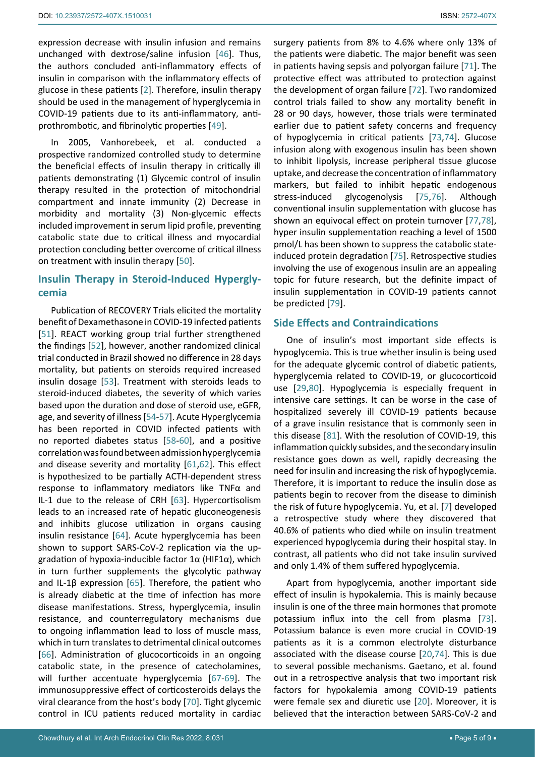expression decrease with insulin infusion and remains unchanged with dextrose/saline infusion [46]. Thus, the authors concluded anti-inflammatory effects of insulin in comparison with the inflammatory effects of glucose in these patients [2]. Therefore, insulin therapy should be used in the management of hyperglycemia in COVID-19 patients due to its anti-inflammatory, anti-prothrombotic, and fibrinolytic properties [49].

In 2005, Vanhorebeek, et al. conducted a prospective randomized controlled study to determine the beneficial effects of insulin therapy in critically ill patients demonstrating (1) Glycemic control of insulin therapy resulted in the protection of mitochondrial compartment and innate immunity (2) Decrease in morbidity and mortality (3) Non-glycemic effects included improvement in serum lipid profile, preventing catabolic state due to critical illness and myocardial protection concluding better overcome of critical illness on treatment with insulin therapy [50].

## Insulin Therapy in Steroid-Induced Hyperglycemia

Publication of RECOVERY Trials elicited the mortality benefit of Dexamethasone in COVID-19 infected patients [51]. REACT working group trial further strengthened the findings [52], however, another randomized clinical trial conducted in Brazil showed no difference in 28 days mortality, but patients on steroids required increased insulin dosage [53]. Treatment with steroids leads to steroid-induced diabetes, the severity of which varies based upon the duration and dose of steroid use, eGFR, age, and severity of illness [54-57]. Acute Hyperglycemia has been reported in COVID infected patients with no reported diabetes status [58-60], and a positive correlation was found between admission hyperglycemia and disease severity and mortality [61,62]. This effect is hypothesized to be partially ACTH-dependent stress response to inflammatory mediators like TNFα and IL-1 due to the release of CRH [63]. Hypercortisolism leads to an increased rate of hepatic gluconeogenesis and inhibits glucose utilization in organs causing insulin resistance [64]. Acute hyperglycemia has been shown to support SARS-CoV-2 replication via the up-gradation of hypoxia-inducible factor 1α (HIF1α), which in turn further supplements the glycolytic pathway and IL-1β expression [65]. Therefore, the patient who is already diabetic at the time of infection has more disease manifestations. Stress, hyperglycemia, insulin resistance, and counterregulatory mechanisms due to ongoing inflammation lead to loss of muscle mass, which in turn translates to detrimental clinical outcomes [66]. Administration of glucocorticoids in an ongoing catabolic state, in the presence of catecholamines, will further accentuate hyperglycemia [67-69]. The immunosuppressive effect of corticosteroids delays the viral clearance from the host's body [70]. Tight glycemic control in ICU patients reduced mortality in cardiac surgery patients from 8% to 4.6% where only 13% of the patients were diabetic. The major benefit was seen in patients having sepsis and polyorgan failure [71]. The protective effect was attributed to protection against the development of organ failure [72]. Two randomized control trials failed to show any mortality benefit in 28 or 90 days, however, those trials were terminated earlier due to patient safety concerns and frequency of hypoglycemia in critical patients [73,74]. Glucose infusion along with exogenous insulin has been shown to inhibit lipolysis, increase peripheral tissue glucose uptake, and decrease the concentration of inflammatory markers, but failed to inhibit hepatic endogenous stress-induced glycogenolysis [75,76]. Although conventional insulin supplementation with glucose has shown an equivocal effect on protein turnover [77,78], hyper insulin supplementation reaching a level of 1500 pmol/L has been shown to suppress the catabolic state-induced protein degradation [75]. Retrospective studies involving the use of exogenous insulin are an appealing topic for future research, but the definite impact of insulin supplementation in COVID-19 patients cannot be predicted [79].

## Side Effects and Contraindications

One of insulin's most important side effects is hypoglycemia. This is true whether insulin is being used for the adequate glycemic control of diabetic patients, hyperglycemia related to COVID-19, or glucocorticoid use [29,80]. Hypoglycemia is especially frequent in intensive care settings. It can be worse in the case of hospitalized severely ill COVID-19 patients because of a grave insulin resistance that is commonly seen in this disease [81]. With the resolution of COVID-19, this inflammation quickly subsides, and the secondary insulin resistance goes down as well, rapidly decreasing the need for insulin and increasing the risk of hypoglycemia. Therefore, it is important to reduce the insulin dose as patients begin to recover from the disease to diminish the risk of future hypoglycemia. Yu, et al. [7] developed a retrospective study where they discovered that 40.6% of patients who died while on insulin treatment experienced hypoglycemia during their hospital stay. In contrast, all patients who did not take insulin survived and only 1.4% of them suffered hypoglycemia.

Apart from hypoglycemia, another important side effect of insulin is hypokalemia. This is mainly because insulin is one of the three main hormones that promote potassium influx into the cell from plasma [73]. Potassium balance is even more crucial in COVID-19 patients as it is a common electrolyte disturbance associated with the disease course [20,74]. This is due to several possible mechanisms. Gaetano, et al. found out in a retrospective analysis that two important risk factors for hypokalemia among COVID-19 patients were female sex and diuretic use [20]. Moreover, it is believed that the interaction between SARS-CoV-2 and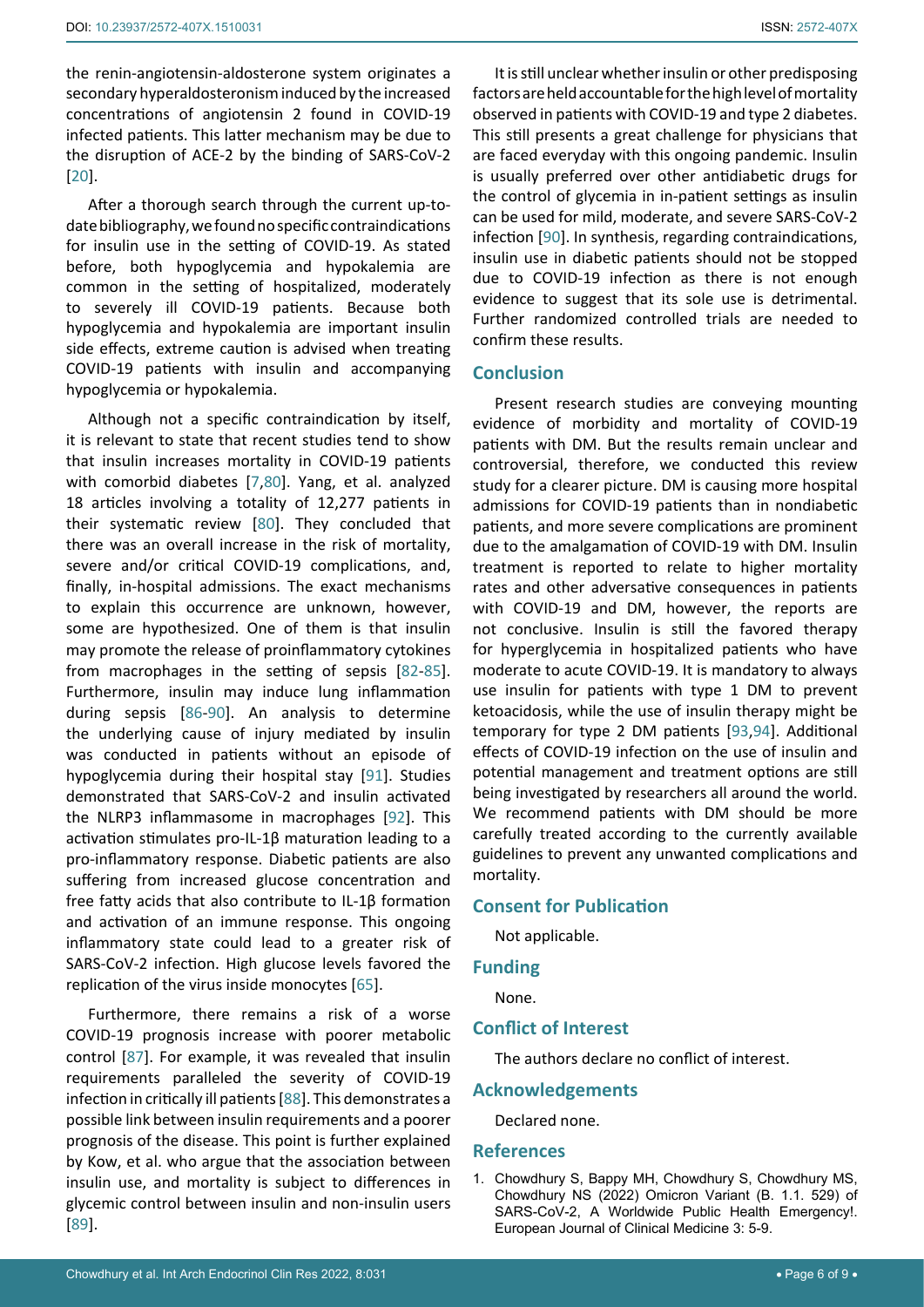the renin-angiotensin-aldosterone system originates a secondary hyperaldosteronism induced by the increased concentrations of angiotensin 2 found in COVID-19 infected patients. This latter mechanism may be due to the disruption of ACE-2 by the binding of SARS-CoV-2 [20].

After a thorough search through the current up-to-date bibliography, we found no specific contraindications for insulin use in the setting of COVID-19. As stated before, both hypoglycemia and hypokalemia are common in the setting of hospitalized, moderately to severely ill COVID-19 patients. Because both hypoglycemia and hypokalemia are important insulin side effects, extreme caution is advised when treating COVID-19 patients with insulin and accompanying hypoglycemia or hypokalemia.

Although not a specific contraindication by itself, it is relevant to state that recent studies tend to show that insulin increases mortality in COVID-19 patients with comorbid diabetes [7,80]. Yang, et al. analyzed 18 articles involving a totality of 12,277 patients in their systematic review [80]. They concluded that there was an overall increase in the risk of mortality, severe and/or critical COVID-19 complications, and, finally, in-hospital admissions. The exact mechanisms to explain this occurrence are unknown, however, some are hypothesized. One of them is that insulin may promote the release of proinflammatory cytokines from macrophages in the setting of sepsis [82-85]. Furthermore, insulin may induce lung inflammation during sepsis [86-90]. An analysis to determine the underlying cause of injury mediated by insulin was conducted in patients without an episode of hypoglycemia during their hospital stay [91]. Studies demonstrated that SARS-CoV-2 and insulin activated the NLRP3 inflammasome in macrophages [92]. This activation stimulates pro-IL-1β maturation leading to a pro-inflammatory response. Diabetic patients are also suffering from increased glucose concentration and free fatty acids that also contribute to IL-1β formation and activation of an immune response. This ongoing inflammatory state could lead to a greater risk of SARS-CoV-2 infection. High glucose levels favored the replication of the virus inside monocytes [65].

Furthermore, there remains a risk of a worse COVID-19 prognosis increase with poorer metabolic control [87]. For example, it was revealed that insulin requirements paralleled the severity of COVID-19 infection in critically ill patients [88]. This demonstrates a possible link between insulin requirements and a poorer prognosis of the disease. This point is further explained by Kow, et al. who argue that the association between insulin use, and mortality is subject to differences in glycemic control between insulin and non-insulin users [89].

It is still unclear whether insulin or other predisposing factors are held accountable for the high level of mortality observed in patients with COVID-19 and type 2 diabetes. This still presents a great challenge for physicians that are faced everyday with this ongoing pandemic. Insulin is usually preferred over other antidiabetic drugs for the control of glycemia in in-patient settings as insulin can be used for mild, moderate, and severe SARS-CoV-2 infection [90]. In synthesis, regarding contraindications, insulin use in diabetic patients should not be stopped due to COVID-19 infection as there is not enough evidence to suggest that its sole use is detrimental. Further randomized controlled trials are needed to confirm these results.

## Conclusion

Present research studies are conveying mounting evidence of morbidity and mortality of COVID-19 patients with DM. But the results remain unclear and controversial, therefore, we conducted this review study for a clearer picture. DM is causing more hospital admissions for COVID-19 patients than in nondiabetic patients, and more severe complications are prominent due to the amalgamation of COVID-19 with DM. Insulin treatment is reported to relate to higher mortality rates and other adversative consequences in patients with COVID-19 and DM, however, the reports are not conclusive. Insulin is still the favored therapy for hyperglycemia in hospitalized patients who have moderate to acute COVID-19. It is mandatory to always use insulin for patients with type 1 DM to prevent ketoacidosis, while the use of insulin therapy might be temporary for type 2 DM patients [93,94]. Additional effects of COVID-19 infection on the use of insulin and potential management and treatment options are still being investigated by researchers all around the world. We recommend patients with DM should be more carefully treated according to the currently available guidelines to prevent any unwanted complications and mortality.

## Consent for Publication

Not applicable.

## Funding

None.

## Conflict of Interest

The authors declare no conflict of interest.

## Acknowledgements

Declared none.

## References

1. Chowdhury S, Bappy MH, Chowdhury S, Chowdhury MS, Chowdhury NS (2022) Omicron Variant (B. 1.1. 529) of SARS-CoV-2, A Worldwide Public Health Emergency!. European Journal of Clinical Medicine 3: 5-9.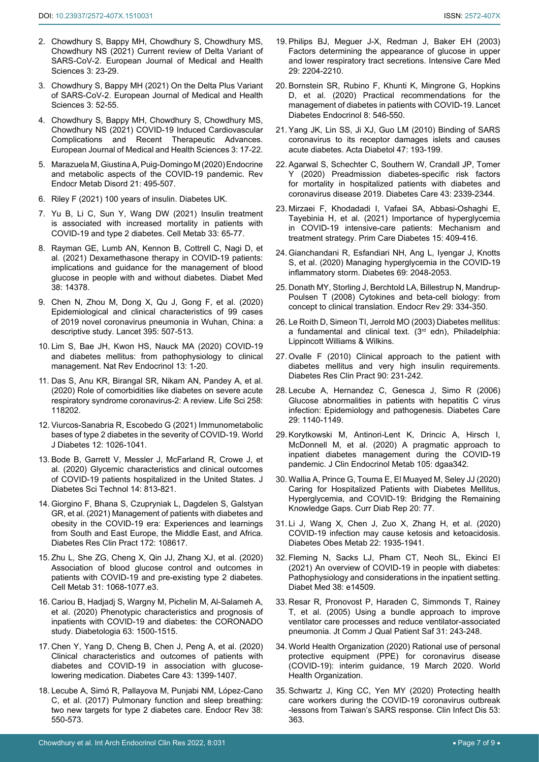2. Chowdhury S, Bappy MH, Chowdhury S, Chowdhury MS, Chowdhury NS (2021) Current review of Delta Variant of SARS-CoV-2. European Journal of Medical and Health Sciences 3: 23-29.
3. Chowdhury S, Bappy MH (2021) On the Delta Plus Variant of SARS-CoV-2. European Journal of Medical and Health Sciences 3: 52-55.
4. Chowdhury S, Bappy MH, Chowdhury S, Chowdhury MS, Chowdhury NS (2021) COVID-19 Induced Cardiovascular Complications and Recent Therapeutic Advances. European Journal of Medical and Health Sciences 3: 17-22.
5. Marazuela M, Giustina A, Puig-Domingo M (2020) Endocrine and metabolic aspects of the COVID-19 pandemic. Rev Endocr Metab Disord 21: 495-507.
6. Riley F (2021) 100 years of insulin. Diabetes UK.
7. Yu B, Li C, Sun Y, Wang DW (2021) Insulin treatment is associated with increased mortality in patients with COVID-19 and type 2 diabetes. Cell Metab 33: 65-77.
8. Rayman GE, Lumb AN, Kennon B, Cottrell C, Nagi D, et al. (2021) Dexamethasone therapy in COVID-19 patients: implications and guidance for the management of blood glucose in people with and without diabetes. Diabet Med 38: 14378.
9. Chen N, Zhou M, Dong X, Qu J, Gong F, et al. (2020) Epidemiological and clinical characteristics of 99 cases of 2019 novel coronavirus pneumonia in Wuhan, China: a descriptive study. Lancet 395: 507-513.
10. Lim S, Bae JH, Kwon HS, Nauck MA (2020) COVID-19 and diabetes mellitus: from pathophysiology to clinical management. Nat Rev Endocrinol 13: 1-20.
11. Das S, Anu KR, Birangal SR, Nikam AN, Pandey A, et al. (2020) Role of comorbidities like diabetes on severe acute respiratory syndrome coronavirus-2: A review. Life Sci 258: 118202.
12. Viurcos-Sanabria R, Escobedo G (2021) Immunometabolic bases of type 2 diabetes in the severity of COVID-19. World J Diabetes 12: 1026-1041.
13. Bode B, Garrett V, Messler J, McFarland R, Crowe J, et al. (2020) Glycemic characteristics and clinical outcomes of COVID-19 patients hospitalized in the United States. J Diabetes Sci Technol 14: 813-821.
14. Giorgino F, Bhana S, Czupryniak L, Dagdelen S, Galstyan GR, et al. (2021) Management of patients with diabetes and obesity in the COVID-19 era: Experiences and learnings from South and East Europe, the Middle East, and Africa. Diabetes Res Clin Pract 172: 108617.
15. Zhu L, She ZG, Cheng X, Qin JJ, Zhang XJ, et al. (2020) Association of blood glucose control and outcomes in patients with COVID-19 and pre-existing type 2 diabetes. Cell Metab 31: 1068-1077.e3.
16. Cariou B, Hadjadj S, Wargny M, Pichelin M, Al-Salameh A, et al. (2020) Phenotypic characteristics and prognosis of inpatients with COVID-19 and diabetes: the CORONADO study. Diabetologia 63: 1500-1515.
17. Chen Y, Yang D, Cheng B, Chen J, Peng A, et al. (2020) Clinical characteristics and outcomes of patients with diabetes and COVID-19 in association with glucose-lowering medication. Diabetes Care 43: 1399-1407.
18. Lecube A, Simó R, Pallayova M, Punjabi NM, López-Cano C, et al. (2017) Pulmonary function and sleep breathing: two new targets for type 2 diabetes care. Endocr Rev 38: 550-573.
19. Philips BJ, Meguer J-X, Redman J, Baker EH (2003) Factors determining the appearance of glucose in upper and lower respiratory tract secretions. Intensive Care Med 29: 2204-2210.
20. Bornstein SR, Rubino F, Khunti K, Mingrone G, Hopkins D, et al. (2020) Practical recommendations for the management of diabetes in patients with COVID-19. Lancet Diabetes Endocrinol 8: 546-550.
21. Yang JK, Lin SS, Ji XJ, Guo LM (2010) Binding of SARS coronavirus to its receptor damages islets and causes acute diabetes. Acta Diabetol 47: 193-199.
22. Agarwal S, Schechter C, Southern W, Crandall JP, Tomer Y (2020) Preadmission diabetes-specific risk factors for mortality in hospitalized patients with diabetes and coronavirus disease 2019. Diabetes Care 43: 2339-2344.
23. Mirzaei F, Khodadadi I, Vafaei SA, Abbasi-Oshaghi E, Tayebinia H, et al. (2021) Importance of hyperglycemia in COVID-19 intensive-care patients: Mechanism and treatment strategy. Prim Care Diabetes 15: 409-416.
24. Gianchandani R, Esfandiari NH, Ang L, Iyengar J, Knotts S, et al. (2020) Managing hyperglycemia in the COVID-19 inflammatory storm. Diabetes 69: 2048-2053.
25. Donath MY, Storling J, Berchtold LA, Billestrup N, Mandrup-Poulsen T (2008) Cytokines and beta-cell biology: from concept to clinical translation. Endocr Rev 29: 334-350.
26. Le Roith D, Simeon TI, Jerrold MO (2003) Diabetes mellitus: a fundamental and clinical text. (3rd edn), Philadelphia: Lippincott Williams & Wilkins.
27. Ovalle F (2010) Clinical approach to the patient with diabetes mellitus and very high insulin requirements. Diabetes Res Clin Pract 90: 231-242.
28. Lecube A, Hernandez C, Genesca J, Simo R (2006) Glucose abnormalities in patients with hepatitis C virus infection: Epidemiology and pathogenesis. Diabetes Care 29: 1140-1149.
29. Korytkowski M, Antinori-Lent K, Drincic A, Hirsch I, McDonnell M, et al. (2020) A pragmatic approach to inpatient diabetes management during the COVID-19 pandemic. J Clin Endocrinol Metab 105: dgaa342.
30. Wallia A, Prince G, Touma E, El Muayed M, Seley JJ (2020) Caring for Hospitalized Patients with Diabetes Mellitus, Hyperglycemia, and COVID-19: Bridging the Remaining Knowledge Gaps. Curr Diab Rep 20: 77.
31. Li J, Wang X, Chen J, Zuo X, Zhang H, et al. (2020) COVID-19 infection may cause ketosis and ketoacidosis. Diabetes Obes Metab 22: 1935-1941.
32. Fleming N, Sacks LJ, Pham CT, Neoh SL, Ekinci EI (2021) An overview of COVID-19 in people with diabetes: Pathophysiology and considerations in the inpatient setting. Diabet Med 38: e14509.
33. Resar R, Pronovost P, Haraden C, Simmonds T, Rainey T, et al. (2005) Using a bundle approach to improve ventilator care processes and reduce ventilator-associated pneumonia. Jt Comm J Qual Patient Saf 31: 243-248.
34. World Health Organization (2020) Rational use of personal protective equipment (PPE) for coronavirus disease (COVID-19): interim guidance, 19 March 2020. World Health Organization.
35. Schwartz J, King CC, Yen MY (2020) Protecting health care workers during the COVID-19 coronavirus outbreak -lessons from Taiwan's SARS response. Clin Infect Dis 53: 363.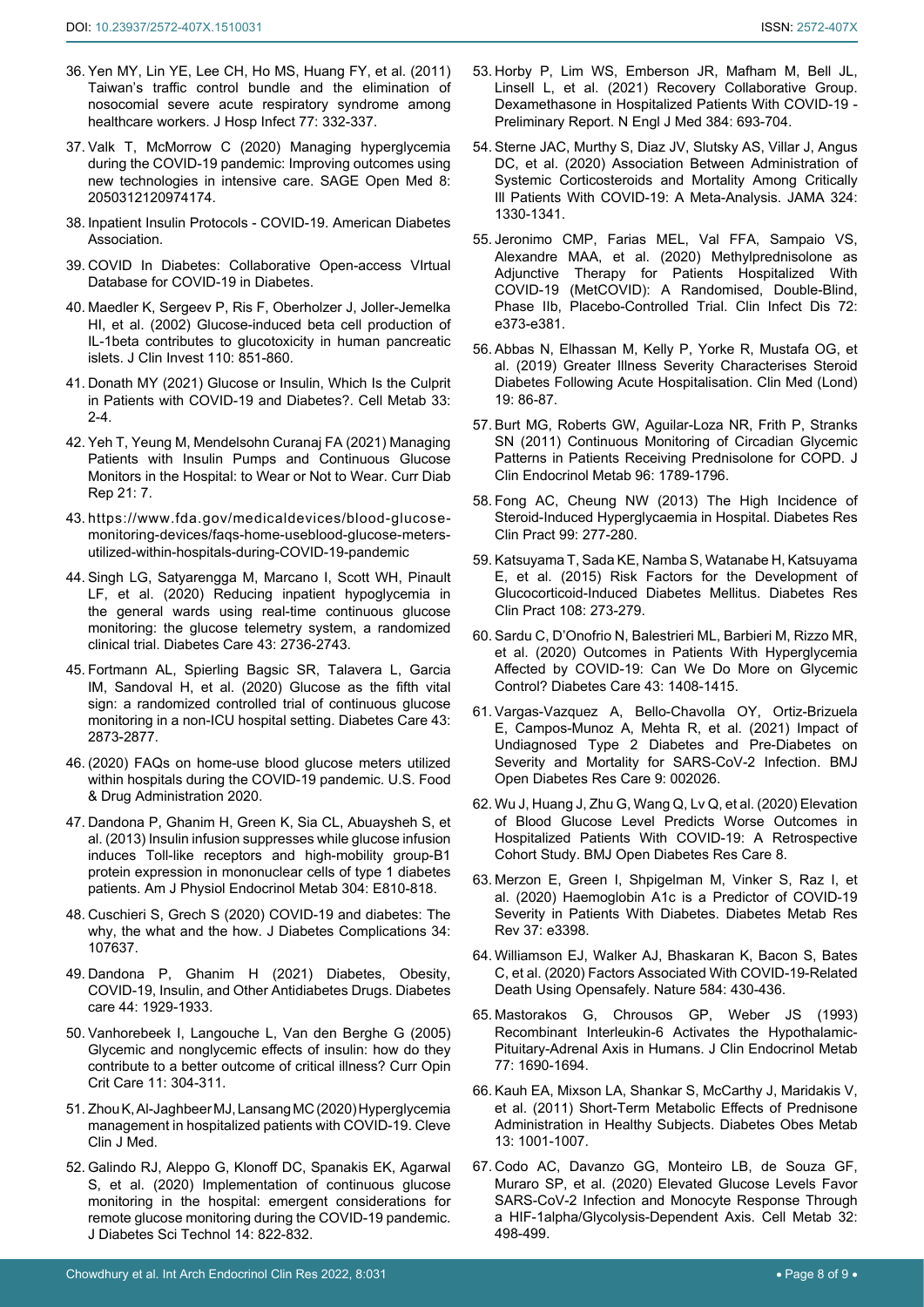36. Yen MY, Lin YE, Lee CH, Ho MS, Huang FY, et al. (2011) Taiwan's traffic control bundle and the elimination of nosocomial severe acute respiratory syndrome among healthcare workers. J Hosp Infect 77: 332-337.
37. Valk T, McMorrow C (2020) Managing hyperglycemia during the COVID-19 pandemic: Improving outcomes using new technologies in intensive care. SAGE Open Med 8: 2050312120974174.
38. Inpatient Insulin Protocols - COVID-19. American Diabetes Association.
39. COVID In Diabetes: Collaborative Open-access VIrtual Database for COVID-19 in Diabetes.
40. Maedler K, Sergeev P, Ris F, Oberholzer J, Joller-Jemelka HI, et al. (2002) Glucose-induced beta cell production of IL-1beta contributes to glucotoxicity in human pancreatic islets. J Clin Invest 110: 851-860.
41. Donath MY (2021) Glucose or Insulin, Which Is the Culprit in Patients with COVID-19 and Diabetes?. Cell Metab 33: 2-4.
42. Yeh T, Yeung M, Mendelsohn Curanaj FA (2021) Managing Patients with Insulin Pumps and Continuous Glucose Monitors in the Hospital: to Wear or Not to Wear. Curr Diab Rep 21: 7.
43. https://www.fda.gov/medicaldevices/blood-glucose-monitoring-devices/faqs-home-useblood-glucose-meters-utilized-within-hospitals-during-COVID-19-pandemic
44. Singh LG, Satyarengga M, Marcano I, Scott WH, Pinault LF, et al. (2020) Reducing inpatient hypoglycemia in the general wards using real-time continuous glucose monitoring: the glucose telemetry system, a randomized clinical trial. Diabetes Care 43: 2736-2743.
45. Fortmann AL, Spierling Bagsic SR, Talavera L, Garcia IM, Sandoval H, et al. (2020) Glucose as the fifth vital sign: a randomized controlled trial of continuous glucose monitoring in a non-ICU hospital setting. Diabetes Care 43: 2873-2877.
46. (2020) FAQs on home-use blood glucose meters utilized within hospitals during the COVID-19 pandemic. U.S. Food & Drug Administration 2020.
47. Dandona P, Ghanim H, Green K, Sia CL, Abuaysheh S, et al. (2013) Insulin infusion suppresses while glucose infusion induces Toll-like receptors and high-mobility group-B1 protein expression in mononuclear cells of type 1 diabetes patients. Am J Physiol Endocrinol Metab 304: E810-818.
48. Cuschieri S, Grech S (2020) COVID-19 and diabetes: The why, the what and the how. J Diabetes Complications 34: 107637.
49. Dandona P, Ghanim H (2021) Diabetes, Obesity, COVID-19, Insulin, and Other Antidiabetes Drugs. Diabetes care 44: 1929-1933.
50. Vanhorebeek I, Langouche L, Van den Berghe G (2005) Glycemic and nonglycemic effects of insulin: how do they contribute to a better outcome of critical illness? Curr Opin Crit Care 11: 304-311.
51. Zhou K, Al-Jaghbeer MJ, Lansang MC (2020) Hyperglycemia management in hospitalized patients with COVID-19. Cleve Clin J Med.
52. Galindo RJ, Aleppo G, Klonoff DC, Spanakis EK, Agarwal S, et al. (2020) Implementation of continuous glucose monitoring in the hospital: emergent considerations for remote glucose monitoring during the COVID-19 pandemic. J Diabetes Sci Technol 14: 822-832.
53. Horby P, Lim WS, Emberson JR, Mafham M, Bell JL, Linsell L, et al. (2021) Recovery Collaborative Group. Dexamethasone in Hospitalized Patients With COVID-19 - Preliminary Report. N Engl J Med 384: 693-704.
54. Sterne JAC, Murthy S, Diaz JV, Slutsky AS, Villar J, Angus DC, et al. (2020) Association Between Administration of Systemic Corticosteroids and Mortality Among Critically Ill Patients With COVID-19: A Meta-Analysis. JAMA 324: 1330-1341.
55. Jeronimo CMP, Farias MEL, Val FFA, Sampaio VS, Alexandre MAA, et al. (2020) Methylprednisolone as Adjunctive Therapy for Patients Hospitalized With COVID-19 (MetCOVID): A Randomised, Double-Blind, Phase IIb, Placebo-Controlled Trial. Clin Infect Dis 72: e373-e381.
56. Abbas N, Elhassan M, Kelly P, Yorke R, Mustafa OG, et al. (2019) Greater Illness Severity Characterises Steroid Diabetes Following Acute Hospitalisation. Clin Med (Lond) 19: 86-87.
57. Burt MG, Roberts GW, Aguilar-Loza NR, Frith P, Stranks SN (2011) Continuous Monitoring of Circadian Glycemic Patterns in Patients Receiving Prednisolone for COPD. J Clin Endocrinol Metab 96: 1789-1796.
58. Fong AC, Cheung NW (2013) The High Incidence of Steroid-Induced Hyperglycaemia in Hospital. Diabetes Res Clin Pract 99: 277-280.
59. Katsuyama T, Sada KE, Namba S, Watanabe H, Katsuyama E, et al. (2015) Risk Factors for the Development of Glucocorticoid-Induced Diabetes Mellitus. Diabetes Res Clin Pract 108: 273-279.
60. Sardu C, D'Onofrio N, Balestrieri ML, Barbieri M, Rizzo MR, et al. (2020) Outcomes in Patients With Hyperglycemia Affected by COVID-19: Can We Do More on Glycemic Control? Diabetes Care 43: 1408-1415.
61. Vargas-Vazquez A, Bello-Chavolla OY, Ortiz-Brizuela E, Campos-Munoz A, Mehta R, et al. (2021) Impact of Undiagnosed Type 2 Diabetes and Pre-Diabetes on Severity and Mortality for SARS-CoV-2 Infection. BMJ Open Diabetes Res Care 9: 002026.
62. Wu J, Huang J, Zhu G, Wang Q, Lv Q, et al. (2020) Elevation of Blood Glucose Level Predicts Worse Outcomes in Hospitalized Patients With COVID-19: A Retrospective Cohort Study. BMJ Open Diabetes Res Care 8.
63. Merzon E, Green I, Shpigelman M, Vinker S, Raz I, et al. (2020) Haemoglobin A1c is a Predictor of COVID-19 Severity in Patients With Diabetes. Diabetes Metab Res Rev 37: e3398.
64. Williamson EJ, Walker AJ, Bhaskaran K, Bacon S, Bates C, et al. (2020) Factors Associated With COVID-19-Related Death Using Opensafely. Nature 584: 430-436.
65. Mastorakos G, Chrousos GP, Weber JS (1993) Recombinant Interleukin-6 Activates the Hypothalamic-Pituitary-Adrenal Axis in Humans. J Clin Endocrinol Metab 77: 1690-1694.
66. Kauh EA, Mixson LA, Shankar S, McCarthy J, Maridakis V, et al. (2011) Short-Term Metabolic Effects of Prednisone Administration in Healthy Subjects. Diabetes Obes Metab 13: 1001-1007.
67. Codo AC, Davanzo GG, Monteiro LB, de Souza GF, Muraro SP, et al. (2020) Elevated Glucose Levels Favor SARS-CoV-2 Infection and Monocyte Response Through a HIF-1alpha/Glycolysis-Dependent Axis. Cell Metab 32: 498-499.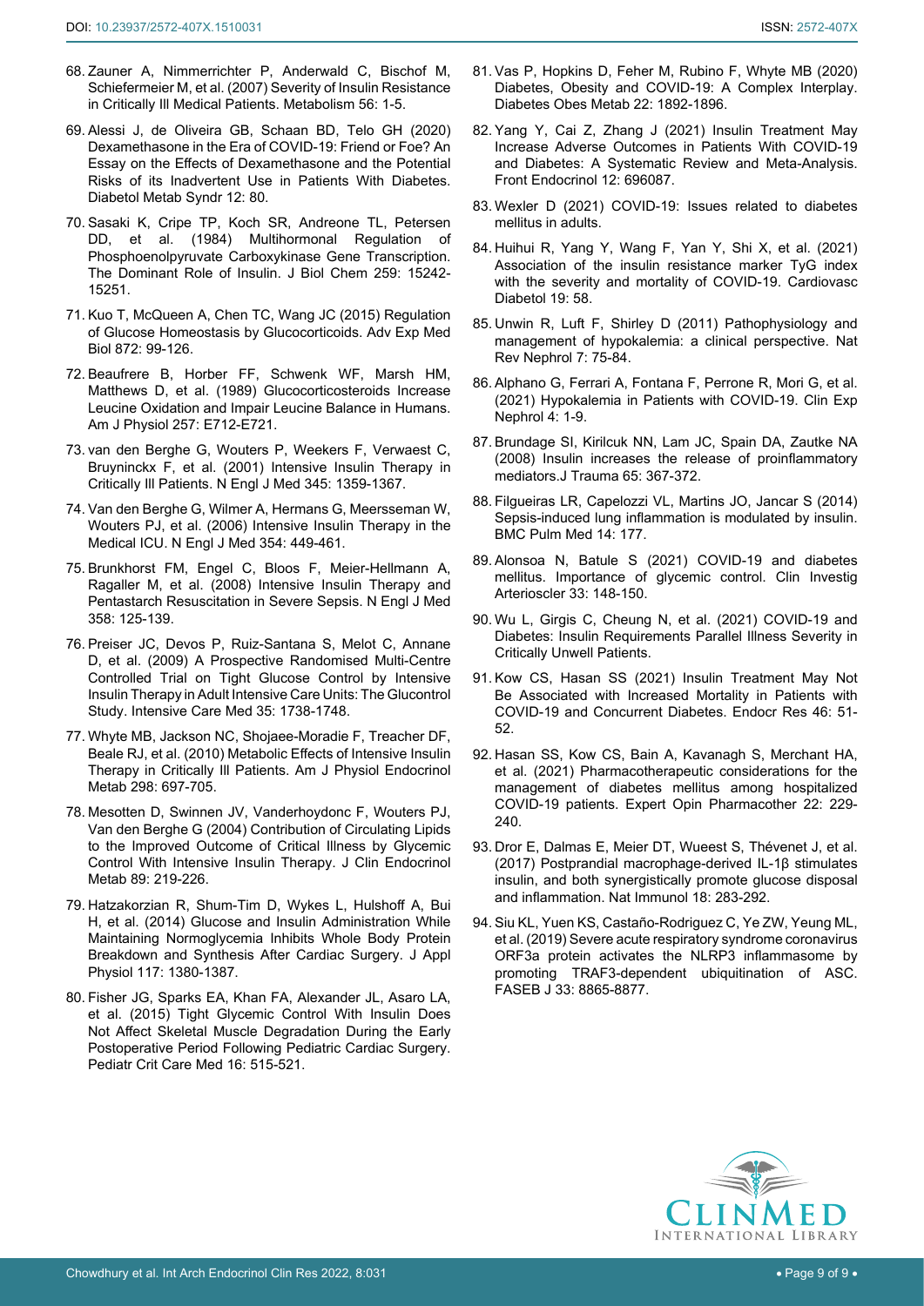68. Zauner A, Nimmerrichter P, Anderwald C, Bischof M, Schiefermeier M, et al. (2007) Severity of Insulin Resistance in Critically Ill Medical Patients. Metabolism 56: 1-5.
69. Alessi J, de Oliveira GB, Schaan BD, Telo GH (2020) Dexamethasone in the Era of COVID-19: Friend or Foe? An Essay on the Effects of Dexamethasone and the Potential Risks of its Inadvertent Use in Patients With Diabetes. Diabetol Metab Syndr 12: 80.
70. Sasaki K, Cripe TP, Koch SR, Andreone TL, Petersen DD, et al. (1984) Multihormonal Regulation of Phosphoenolpyruvate Carboxykinase Gene Transcription. The Dominant Role of Insulin. J Biol Chem 259: 15242-15251.
71. Kuo T, McQueen A, Chen TC, Wang JC (2015) Regulation of Glucose Homeostasis by Glucocorticoids. Adv Exp Med Biol 872: 99-126.
72. Beaufrere B, Horber FF, Schwenk WF, Marsh HM, Matthews D, et al. (1989) Glucocorticosteroids Increase Leucine Oxidation and Impair Leucine Balance in Humans. Am J Physiol 257: E712-E721.
73. van den Berghe G, Wouters P, Weekers F, Verwaest C, Bruyninckx F, et al. (2001) Intensive Insulin Therapy in Critically Ill Patients. N Engl J Med 345: 1359-1367.
74. Van den Berghe G, Wilmer A, Hermans G, Meersseman W, Wouters PJ, et al. (2006) Intensive Insulin Therapy in the Medical ICU. N Engl J Med 354: 449-461.
75. Brunkhorst FM, Engel C, Bloos F, Meier-Hellmann A, Ragaller M, et al. (2008) Intensive Insulin Therapy and Pentastarch Resuscitation in Severe Sepsis. N Engl J Med 358: 125-139.
76. Preiser JC, Devos P, Ruiz-Santana S, Melot C, Annane D, et al. (2009) A Prospective Randomised Multi-Centre Controlled Trial on Tight Glucose Control by Intensive Insulin Therapy in Adult Intensive Care Units: The Glucontrol Study. Intensive Care Med 35: 1738-1748.
77. Whyte MB, Jackson NC, Shojaee-Moradie F, Treacher DF, Beale RJ, et al. (2010) Metabolic Effects of Intensive Insulin Therapy in Critically Ill Patients. Am J Physiol Endocrinol Metab 298: 697-705.
78. Mesotten D, Swinnen JV, Vanderhoydonc F, Wouters PJ, Van den Berghe G (2004) Contribution of Circulating Lipids to the Improved Outcome of Critical Illness by Glycemic Control With Intensive Insulin Therapy. J Clin Endocrinol Metab 89: 219-226.
79. Hatzakorzian R, Shum-Tim D, Wykes L, Hulshoff A, Bui H, et al. (2014) Glucose and Insulin Administration While Maintaining Normoglycemia Inhibits Whole Body Protein Breakdown and Synthesis After Cardiac Surgery. J Appl Physiol 117: 1380-1387.
80. Fisher JG, Sparks EA, Khan FA, Alexander JL, Asaro LA, et al. (2015) Tight Glycemic Control With Insulin Does Not Affect Skeletal Muscle Degradation During the Early Postoperative Period Following Pediatric Cardiac Surgery. Pediatr Crit Care Med 16: 515-521.
81. Vas P, Hopkins D, Feher M, Rubino F, Whyte MB (2020) Diabetes, Obesity and COVID-19: A Complex Interplay. Diabetes Obes Metab 22: 1892-1896.
82. Yang Y, Cai Z, Zhang J (2021) Insulin Treatment May Increase Adverse Outcomes in Patients With COVID-19 and Diabetes: A Systematic Review and Meta-Analysis. Front Endocrinol 12: 696087.
83. Wexler D (2021) COVID-19: Issues related to diabetes mellitus in adults.
84. Huihui R, Yang Y, Wang F, Yan Y, Shi X, et al. (2021) Association of the insulin resistance marker TyG index with the severity and mortality of COVID-19. Cardiovasc Diabetol 19: 58.
85. Unwin R, Luft F, Shirley D (2011) Pathophysiology and management of hypokalemia: a clinical perspective. Nat Rev Nephrol 7: 75-84.
86. Alphano G, Ferrari A, Fontana F, Perrone R, Mori G, et al. (2021) Hypokalemia in Patients with COVID-19. Clin Exp Nephrol 4: 1-9.
87. Brundage SI, Kirilcuk NN, Lam JC, Spain DA, Zautke NA (2008) Insulin increases the release of proinflammatory mediators.J Trauma 65: 367-372.
88. Filgueiras LR, Capelozzi VL, Martins JO, Jancar S (2014) Sepsis-induced lung inflammation is modulated by insulin. BMC Pulm Med 14: 177.
89. Alonsoa N, Batule S (2021) COVID-19 and diabetes mellitus. Importance of glycemic control. Clin Investig Arterioscler 33: 148-150.
90. Wu L, Girgis C, Cheung N, et al. (2021) COVID-19 and Diabetes: Insulin Requirements Parallel Illness Severity in Critically Unwell Patients.
91. Kow CS, Hasan SS (2021) Insulin Treatment May Not Be Associated with Increased Mortality in Patients with COVID-19 and Concurrent Diabetes. Endocr Res 46: 51-52.
92. Hasan SS, Kow CS, Bain A, Kavanagh S, Merchant HA, et al. (2021) Pharmacotherapeutic considerations for the management of diabetes mellitus among hospitalized COVID-19 patients. Expert Opin Pharmacother 22: 229-240.
93. Dror E, Dalmas E, Meier DT, Wueest S, Thévenet J, et al. (2017) Postprandial macrophage-derived IL-1β stimulates insulin, and both synergistically promote glucose disposal and inflammation. Nat Immunol 18: 283-292.
94. Siu KL, Yuen KS, Castaño-Rodriguez C, Ye ZW, Yeung ML, et al. (2019) Severe acute respiratory syndrome coronavirus ORF3a protein activates the NLRP3 inflammasome by promoting TRAF3-dependent ubiquitination of ASC. FASEB J 33: 8865-8877.